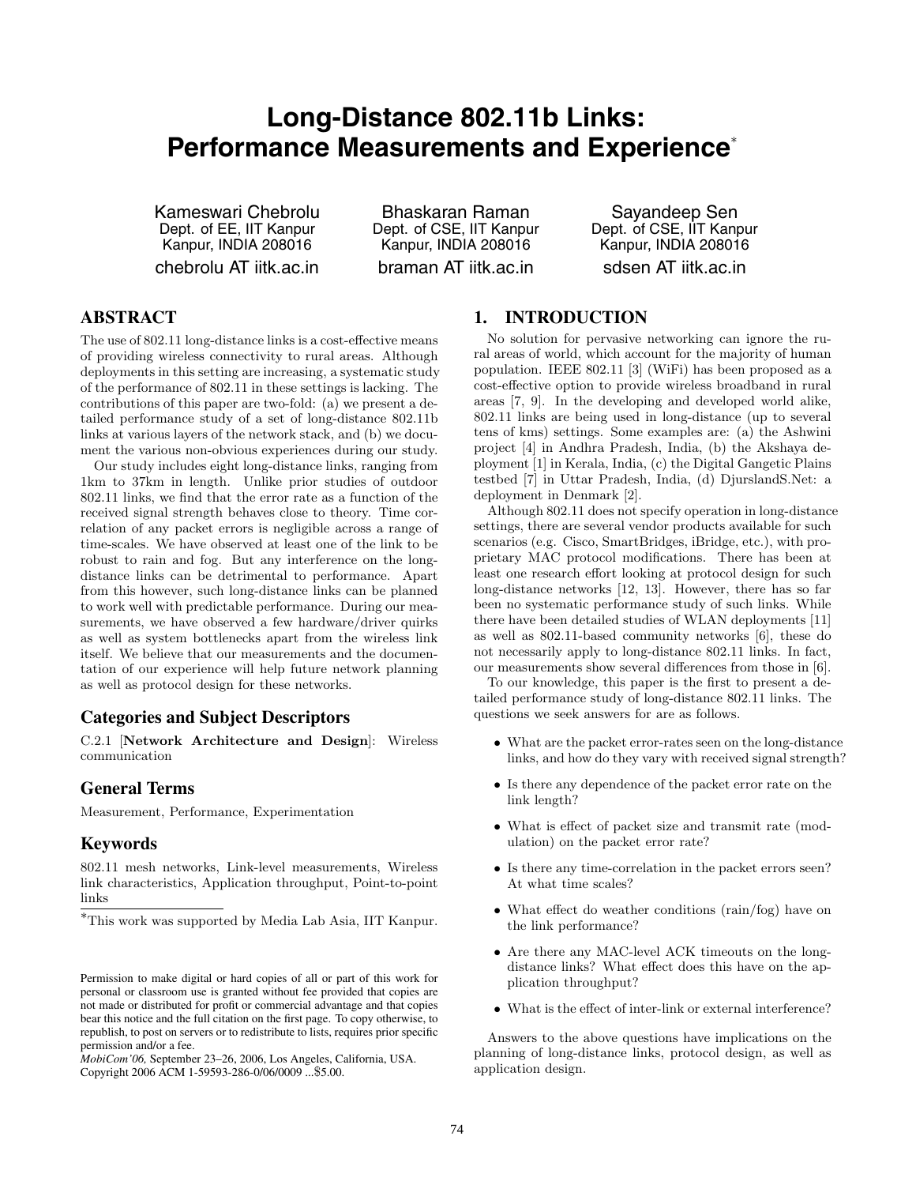# Long-Distance 802.11b Links: Performance Measurements and Experience*

Kameswari Chebrolu
Dept. of EE, IIT Kanpur
Kanpur, INDIA 208016
chebrolu AT iitk.ac.in

Bhaskaran Raman
Dept. of CSE, IIT Kanpur
Kanpur, INDIA 208016
braman AT iitk.ac.in

Sayandeep Sen
Dept. of CSE, IIT Kanpur
Kanpur, INDIA 208016
sdsen AT iitk.ac.in

## ABSTRACT

The use of 802.11 long-distance links is a cost-effective means of providing wireless connectivity to rural areas. Although deployments in this setting are increasing, a systematic study of the performance of 802.11 in these settings is lacking. The contributions of this paper are two-fold: (a) we present a detailed performance study of a set of long-distance 802.11b links at various layers of the network stack, and (b) we document the various non-obvious experiences during our study.

Our study includes eight long-distance links, ranging from 1km to 37km in length. Unlike prior studies of outdoor 802.11 links, we find that the error rate as a function of the received signal strength behaves close to theory. Time correlation of any packet errors is negligible across a range of time-scales. We have observed at least one of the link to be robust to rain and fog. But any interference on the long-distance links can be detrimental to performance. Apart from this however, such long-distance links can be planned to work well with predictable performance. During our measurements, we have observed a few hardware/driver quirks as well as system bottlenecks apart from the wireless link itself. We believe that our measurements and the documentation of our experience will help future network planning as well as protocol design for these networks.

### Categories and Subject Descriptors

C.2.1 [**Network Architecture and Design**]: Wireless communication

### General Terms

Measurement, Performance, Experimentation

### Keywords

802.11 mesh networks, Link-level measurements, Wireless link characteristics, Application throughput, Point-to-point links

*This work was supported by Media Lab Asia, IIT Kanpur.

Permission to make digital or hard copies of all or part of this work for personal or classroom use is granted without fee provided that copies are not made or distributed for profit or commercial advantage and that copies bear this notice and the full citation on the first page. To copy otherwise, to republish, to post on servers or to redistribute to lists, requires prior specific permission and/or a fee.
*MobiCom'06,* September 23–26, 2006, Los Angeles, California, USA.
Copyright 2006 ACM 1-59593-286-0/06/0009 ...$5.00.

## 1. INTRODUCTION

No solution for pervasive networking can ignore the rural areas of world, which account for the majority of human population. IEEE 802.11 [3] (WiFi) has been proposed as a cost-effective option to provide wireless broadband in rural areas [7, 9]. In the developing and developed world alike, 802.11 links are being used in long-distance (up to several tens of kms) settings. Some examples are: (a) the Ashwini project [4] in Andhra Pradesh, India, (b) the Akshaya deployment [1] in Kerala, India, (c) the Digital Gangetic Plains testbed [7] in Uttar Pradesh, India, (d) DjurslandS.Net: a deployment in Denmark [2].

Although 802.11 does not specify operation in long-distance settings, there are several vendor products available for such scenarios (e.g. Cisco, SmartBridges, iBridge, etc.), with proprietary MAC protocol modifications. There has been at least one research effort looking at protocol design for such long-distance networks [12, 13]. However, there has so far been no systematic performance study of such links. While there have been detailed studies of WLAN deployments [11] as well as 802.11-based community networks [6], these do not necessarily apply to long-distance 802.11 links. In fact, our measurements show several differences from those in [6].

To our knowledge, this paper is the first to present a detailed performance study of long-distance 802.11 links. The questions we seek answers for are as follows.

- What are the packet error-rates seen on the long-distance links, and how do they vary with received signal strength?
- Is there any dependence of the packet error rate on the link length?
- What is effect of packet size and transmit rate (modulation) on the packet error rate?
- Is there any time-correlation in the packet errors seen? At what time scales?
- What effect do weather conditions (rain/fog) have on the link performance?
- Are there any MAC-level ACK timeouts on the long-distance links? What effect does this have on the application throughput?
- What is the effect of inter-link or external interference?

Answers to the above questions have implications on the planning of long-distance links, protocol design, as well as application design.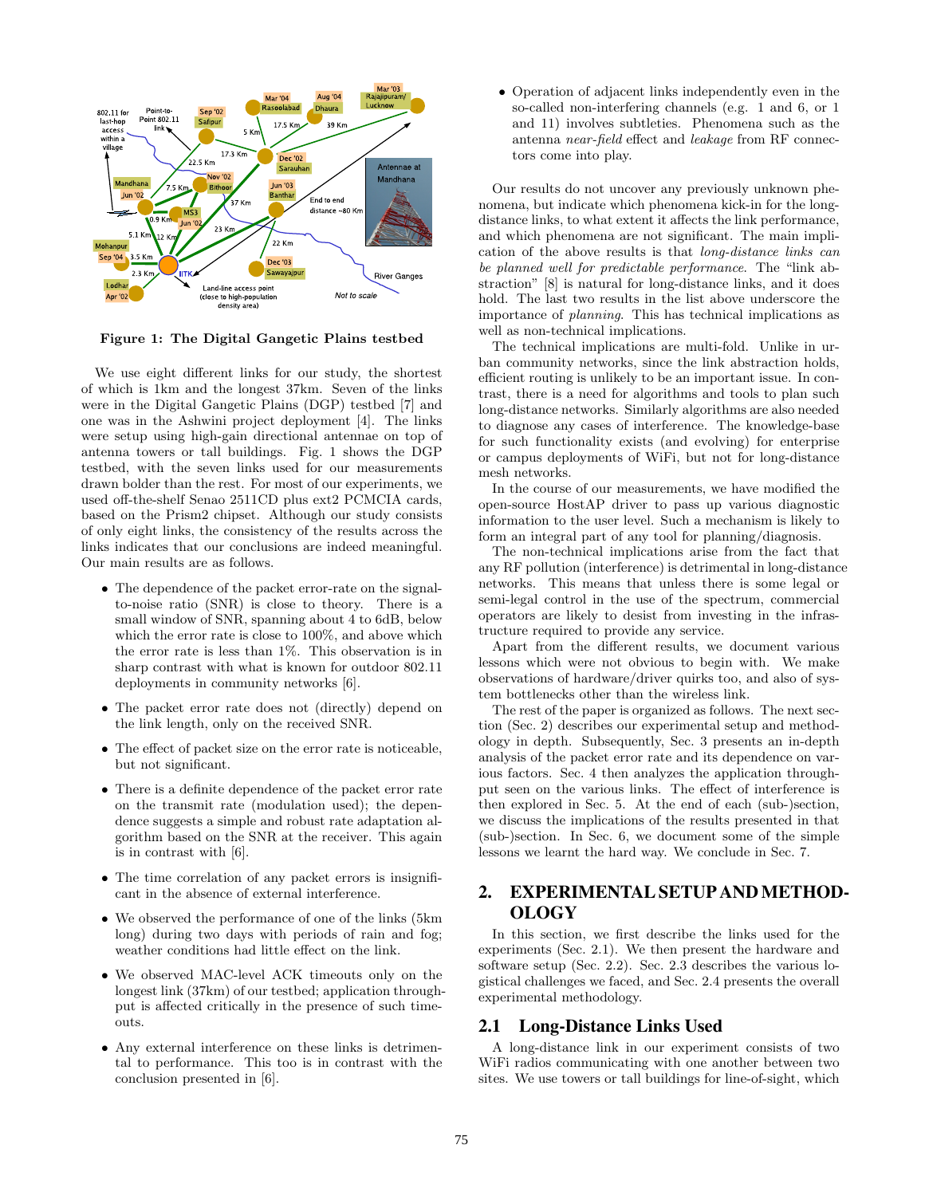**Figure 1: The Digital Gangetic Plains testbed**

We use eight different links for our study, the shortest of which is 1km and the longest 37km. Seven of the links were in the Digital Gangetic Plains (DGP) testbed [7] and one was in the Ashwini project deployment [4]. The links were setup using high-gain directional antennae on top of antenna towers or tall buildings. Fig. 1 shows the DGP testbed, with the seven links used for our measurements drawn bolder than the rest. For most of our experiments, we used off-the-shelf Senao 2511CD plus ext2 PCMCIA cards, based on the Prism2 chipset. Although our study consists of only eight links, the consistency of the results across the links indicates that our conclusions are indeed meaningful. Our main results are as follows.

- The dependence of the packet error-rate on the signal-to-noise ratio (SNR) is close to theory. There is a small window of SNR, spanning about 4 to 6dB, below which the error rate is close to 100%, and above which the error rate is less than 1%. This observation is in sharp contrast with what is known for outdoor 802.11 deployments in community networks [6].
- The packet error rate does not (directly) depend on the link length, only on the received SNR.
- The effect of packet size on the error rate is noticeable, but not significant.
- There is a definite dependence of the packet error rate on the transmit rate (modulation used); the dependence suggests a simple and robust rate adaptation algorithm based on the SNR at the receiver. This again is in contrast with [6].
- The time correlation of any packet errors is insignificant in the absence of external interference.
- We observed the performance of one of the links (5km long) during two days with periods of rain and fog; weather conditions had little effect on the link.
- We observed MAC-level ACK timeouts only on the longest link (37km) of our testbed; application throughput is affected critically in the presence of such timeouts.
- Any external interference on these links is detrimental to performance. This too is in contrast with the conclusion presented in [6].
- Operation of adjacent links independently even in the so-called non-interfering channels (e.g. 1 and 6, or 1 and 11) involves subtleties. Phenomena such as the antenna *near-field* effect and *leakage* from RF connectors come into play.

Our results do not uncover any previously unknown phenomena, but indicate which phenomena kick-in for the long-distance links, to what extent it affects the link performance, and which phenomena are not significant. The main implication of the above results is that *long-distance links can be planned well for predictable performance*. The "link abstraction" [8] is natural for long-distance links, and it does hold. The last two results in the list above underscore the importance of *planning*. This has technical implications as well as non-technical implications.

The technical implications are multi-fold. Unlike in urban community networks, since the link abstraction holds, efficient routing is unlikely to be an important issue. In contrast, there is a need for algorithms and tools to plan such long-distance networks. Similarly algorithms are also needed to diagnose any cases of interference. The knowledge-base for such functionality exists (and evolving) for enterprise or campus deployments of WiFi, but not for long-distance mesh networks.

In the course of our measurements, we have modified the open-source HostAP driver to pass up various diagnostic information to the user level. Such a mechanism is likely to form an integral part of any tool for planning/diagnosis.

The non-technical implications arise from the fact that any RF pollution (interference) is detrimental in long-distance networks. This means that unless there is some legal or semi-legal control in the use of the spectrum, commercial operators are likely to desist from investing in the infrastructure required to provide any service.

Apart from the different results, we document various lessons which were not obvious to begin with. We make observations of hardware/driver quirks too, and also of system bottlenecks other than the wireless link.

The rest of the paper is organized as follows. The next section (Sec. 2) describes our experimental setup and methodology in depth. Subsequently, Sec. 3 presents an in-depth analysis of the packet error rate and its dependence on various factors. Sec. 4 then analyzes the application throughput seen on the various links. The effect of interference is then explored in Sec. 5. At the end of each (sub-)section, we discuss the implications of the results presented in that (sub-)section. In Sec. 6, we document some of the simple lessons we learnt the hard way. We conclude in Sec. 7.

## 2. EXPERIMENTAL SETUP AND METHODOLOGY

In this section, we first describe the links used for the experiments (Sec. 2.1). We then present the hardware and software setup (Sec. 2.2). Sec. 2.3 describes the various logistical challenges we faced, and Sec. 2.4 presents the overall experimental methodology.

### 2.1 Long-Distance Links Used

A long-distance link in our experiment consists of two WiFi radios communicating with one another between two sites. We use towers or tall buildings for line-of-sight, which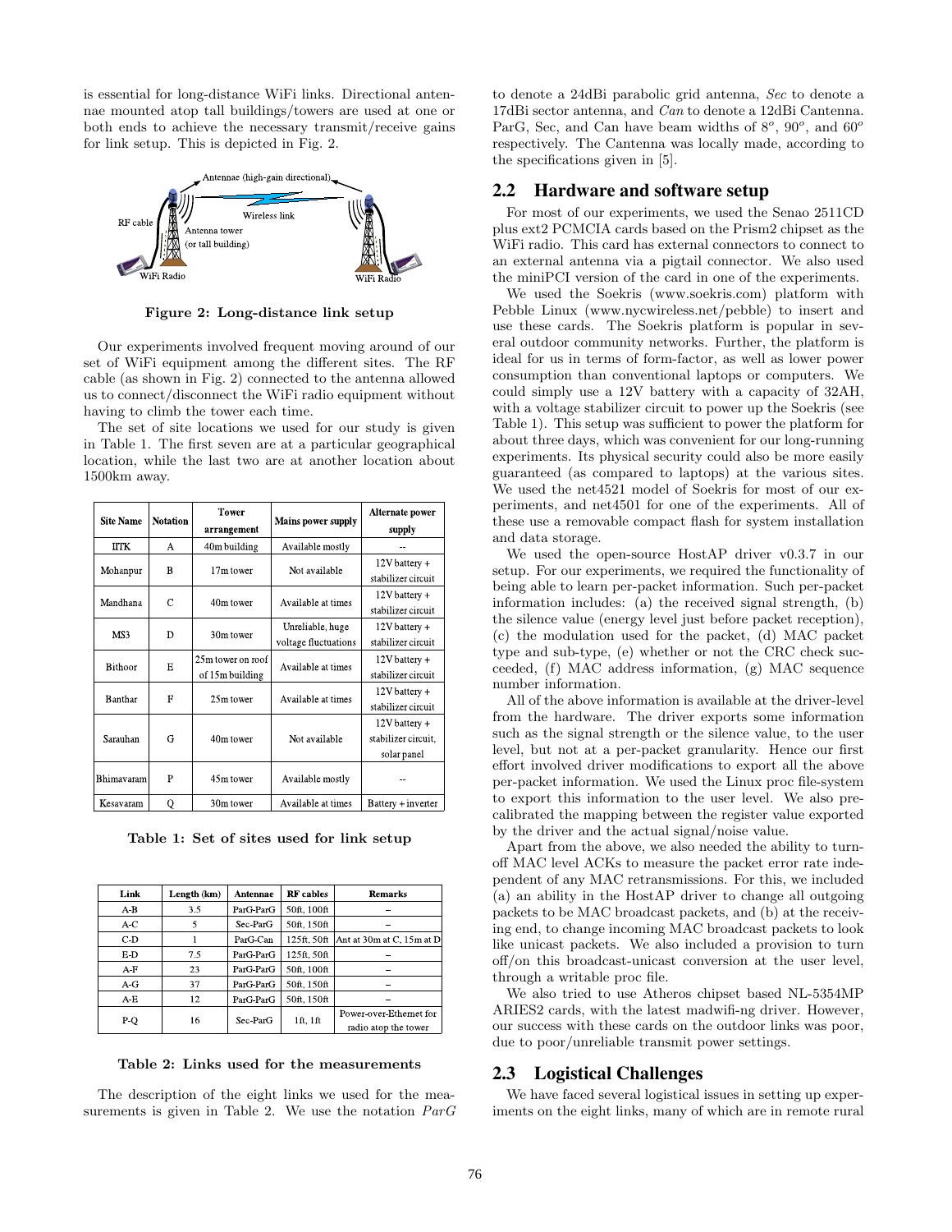is essential for long-distance WiFi links. Directional antennae mounted atop tall buildings/towers are used at one or both ends to achieve the necessary transmit/receive gains for link setup. This is depicted in Fig. 2.

**Figure 2: Long-distance link setup**

Our experiments involved frequent moving around of our set of WiFi equipment among the different sites. The RF cable (as shown in Fig. 2) connected to the antenna allowed us to connect/disconnect the WiFi radio equipment without having to climb the tower each time.

The set of site locations we used for our study is given in Table 1. The first seven are at a particular geographical location, while the last two are at another location about 1500km away.

| Site Name | Notation | Tower arrangement | Mains power supply | Alternate power supply |
|---|---|---|---|---|
| IITK | A | 40m building | Available mostly | -- |
| Mohanpur | B | 17m tower | Not available | 12V battery + stabilizer circuit |
| Mandhana | C | 40m tower | Available at times | 12V battery + stabilizer circuit |
| MS3 | D | 30m tower | Unreliable, huge voltage fluctuations | 12V battery + stabilizer circuit |
| Bithoor | E | 25m tower on roof of 15m building | Available at times | 12V battery + stabilizer circuit |
| Banthar | F | 25m tower | Available at times | 12V battery + stabilizer circuit |
| Sarauhan | G | 40m tower | Not available | 12V battery + stabilizer circuit, solar panel |
| Bhimavaram | P | 45m tower | Available mostly | -- |
| Kesavaram | Q | 30m tower | Available at times | Battery + inverter |

**Table 1: Set of sites used for link setup**

| Link | Length (km) | Antennae | RF cables | Remarks |
|---|---|---|---|---|
| A-B | 3.5 | ParG-ParG | 50ft, 100ft | – |
| A-C | 5 | Sec-ParG | 50ft, 150ft | – |
| C-D | 1 | ParG-Can | 125ft, 50ft | Ant at 30m at C, 15m at D |
| E-D | 7.5 | ParG-ParG | 125ft, 50ft | – |
| A-F | 23 | ParG-ParG | 50ft, 100ft | – |
| A-G | 37 | ParG-ParG | 50ft, 150ft | – |
| A-E | 12 | ParG-ParG | 50ft, 150ft | – |
| P-Q | 16 | Sec-ParG | 1ft, 1ft | Power-over-Ethernet for radio atop the tower |

**Table 2: Links used for the measurements**

The description of the eight links we used for the measurements is given in Table 2. We use the notation *ParG* to denote a 24dBi parabolic grid antenna, *Sec* to denote a 17dBi sector antenna, and *Can* to denote a 12dBi Cantenna. ParG, Sec, and Can have beam widths of $8^o$, $90^o$, and $60^o$ respectively. The Cantenna was locally made, according to the specifications given in [5].

## 2.2 Hardware and software setup

For most of our experiments, we used the Senao 2511CD plus ext2 PCMCIA cards based on the Prism2 chipset as the WiFi radio. This card has external connectors to connect to an external antenna via a pigtail connector. We also used the miniPCI version of the card in one of the experiments.

We used the Soekris (www.soekris.com) platform with Pebble Linux (www.nycwireless.net/pebble) to insert and use these cards. The Soekris platform is popular in several outdoor community networks. Further, the platform is ideal for us in terms of form-factor, as well as lower power consumption than conventional laptops or computers. We could simply use a 12V battery with a capacity of 32AH, with a voltage stabilizer circuit to power up the Soekris (see Table 1). This setup was sufficient to power the platform for about three days, which was convenient for our long-running experiments. Its physical security could also be more easily guaranteed (as compared to laptops) at the various sites. We used the net4521 model of Soekris for most of our experiments, and net4501 for one of the experiments. All of these use a removable compact flash for system installation and data storage.

We used the open-source HostAP driver v0.3.7 in our setup. For our experiments, we required the functionality of being able to learn per-packet information. Such per-packet information includes: (a) the received signal strength, (b) the silence value (energy level just before packet reception), (c) the modulation used for the packet, (d) MAC packet type and sub-type, (e) whether or not the CRC check succeeded, (f) MAC address information, (g) MAC sequence number information.

All of the above information is available at the driver-level from the hardware. The driver exports some information such as the signal strength or the silence value, to the user level, but not at a per-packet granularity. Hence our first effort involved driver modifications to export all the above per-packet information. We used the Linux proc file-system to export this information to the user level. We also pre-calibrated the mapping between the register value exported by the driver and the actual signal/noise value.

Apart from the above, we also needed the ability to turn-off MAC level ACKs to measure the packet error rate independent of any MAC retransmissions. For this, we included (a) an ability in the HostAP driver to change all outgoing packets to be MAC broadcast packets, and (b) at the receiving end, to change incoming MAC broadcast packets to look like unicast packets. We also included a provision to turn off/on this broadcast-unicast conversion at the user level, through a writable proc file.

We also tried to use Atheros chipset based NL-5354MP ARIES2 cards, with the latest madwifi-ng driver. However, our success with these cards on the outdoor links was poor, due to poor/unreliable transmit power settings.

## 2.3 Logistical Challenges

We have faced several logistical issues in setting up experiments on the eight links, many of which are in remote rural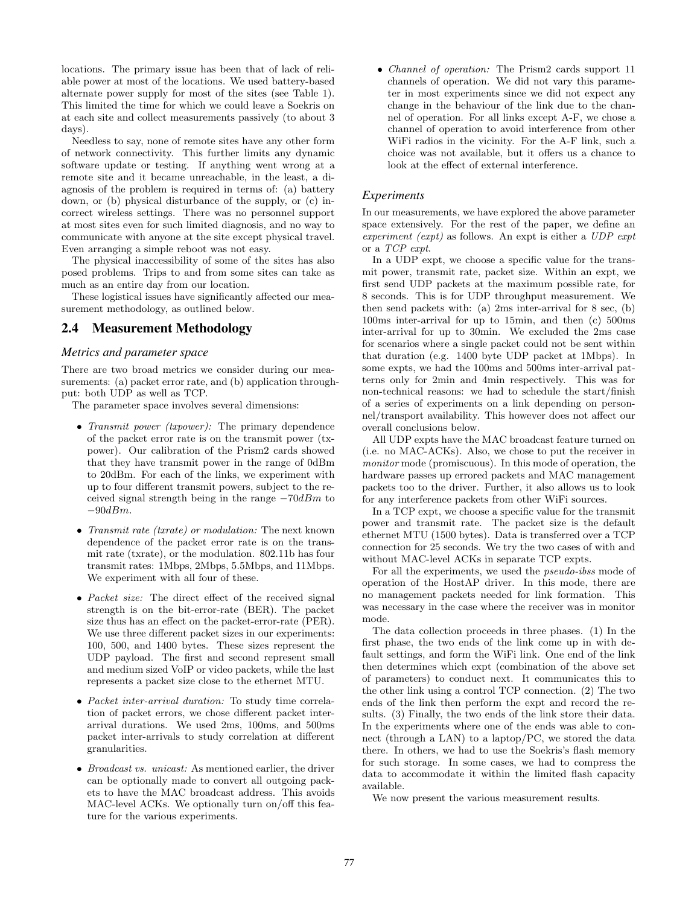locations. The primary issue has been that of lack of reliable power at most of the locations. We used battery-based alternate power supply for most of the sites (see Table 1). This limited the time for which we could leave a Soekris on at each site and collect measurements passively (to about 3 days).

Needless to say, none of remote sites have any other form of network connectivity. This further limits any dynamic software update or testing. If anything went wrong at a remote site and it became unreachable, in the least, a diagnosis of the problem is required in terms of: (a) battery down, or (b) physical disturbance of the supply, or (c) incorrect wireless settings. There was no personnel support at most sites even for such limited diagnosis, and no way to communicate with anyone at the site except physical travel. Even arranging a simple reboot was not easy.

The physical inaccessibility of some of the sites has also posed problems. Trips to and from some sites can take as much as an entire day from our location.

These logistical issues have significantly affected our measurement methodology, as outlined below.

## 2.4 Measurement Methodology

### *Metrics and parameter space*

There are two broad metrics we consider during our measurements: (a) packet error rate, and (b) application throughput: both UDP as well as TCP.

The parameter space involves several dimensions:

- *Transmit power (txpower):* The primary dependence of the packet error rate is on the transmit power (txpower). Our calibration of the Prism2 cards showed that they have transmit power in the range of 0dBm to 20dBm. For each of the links, we experiment with up to four different transmit powers, subject to the received signal strength being in the range $-70dBm$ to $-90dBm$.
- *Transmit rate (txrate) or modulation:* The next known dependence of the packet error rate is on the transmit rate (txrate), or the modulation. 802.11b has four transmit rates: 1Mbps, 2Mbps, 5.5Mbps, and 11Mbps. We experiment with all four of these.
- *Packet size:* The direct effect of the received signal strength is on the bit-error-rate (BER). The packet size thus has an effect on the packet-error-rate (PER). We use three different packet sizes in our experiments: 100, 500, and 1400 bytes. These sizes represent the UDP payload. The first and second represent small and medium sized VoIP or video packets, while the last represents a packet size close to the ethernet MTU.
- *Packet inter-arrival duration:* To study time correlation of packet errors, we chose different packet inter-arrival durations. We used 2ms, 100ms, and 500ms packet inter-arrivals to study correlation at different granularities.
- *Broadcast vs. unicast:* As mentioned earlier, the driver can be optionally made to convert all outgoing packets to have the MAC broadcast address. This avoids MAC-level ACKs. We optionally turn on/off this feature for the various experiments.
- *Channel of operation:* The Prism2 cards support 11 channels of operation. We did not vary this parameter in most experiments since we did not expect any change in the behaviour of the link due to the channel of operation. For all links except A-F, we chose a channel of operation to avoid interference from other WiFi radios in the vicinity. For the A-F link, such a choice was not available, but it offers us a chance to look at the effect of external interference.

### *Experiments*

In our measurements, we have explored the above parameter space extensively. For the rest of the paper, we define an *experiment (expt)* as follows. An expt is either a *UDP expt* or a *TCP expt*.

In a UDP expt, we choose a specific value for the transmit power, transmit rate, packet size. Within an expt, we first send UDP packets at the maximum possible rate, for 8 seconds. This is for UDP throughput measurement. We then send packets with: (a) 2ms inter-arrival for 8 sec, (b) 100ms inter-arrival for up to 15min, and then (c) 500ms inter-arrival for up to 30min. We excluded the 2ms case for scenarios where a single packet could not be sent within that duration (e.g. 1400 byte UDP packet at 1Mbps). In some expts, we had the 100ms and 500ms inter-arrival patterns only for 2min and 4min respectively. This was for non-technical reasons: we had to schedule the start/finish of a series of experiments on a link depending on personnel/transport availability. This however does not affect our overall conclusions below.

All UDP expts have the MAC broadcast feature turned on (i.e. no MAC-ACKs). Also, we chose to put the receiver in *monitor* mode (promiscuous). In this mode of operation, the hardware passes up errored packets and MAC management packets too to the driver. Further, it also allows us to look for any interference packets from other WiFi sources.

In a TCP expt, we choose a specific value for the transmit power and transmit rate. The packet size is the default ethernet MTU (1500 bytes). Data is transferred over a TCP connection for 25 seconds. We try the two cases of with and without MAC-level ACKs in separate TCP expts.

For all the experiments, we used the *pseudo-ibss* mode of operation of the HostAP driver. In this mode, there are no management packets needed for link formation. This was necessary in the case where the receiver was in monitor mode.

The data collection proceeds in three phases. (1) In the first phase, the two ends of the link come up in with default settings, and form the WiFi link. One end of the link then determines which expt (combination of the above set of parameters) to conduct next. It communicates this to the other link using a control TCP connection. (2) The two ends of the link then perform the expt and record the results. (3) Finally, the two ends of the link store their data. In the experiments where one of the ends was able to connect (through a LAN) to a laptop/PC, we stored the data there. In others, we had to use the Soekris's flash memory for such storage. In some cases, we had to compress the data to accommodate it within the limited flash capacity available.

We now present the various measurement results.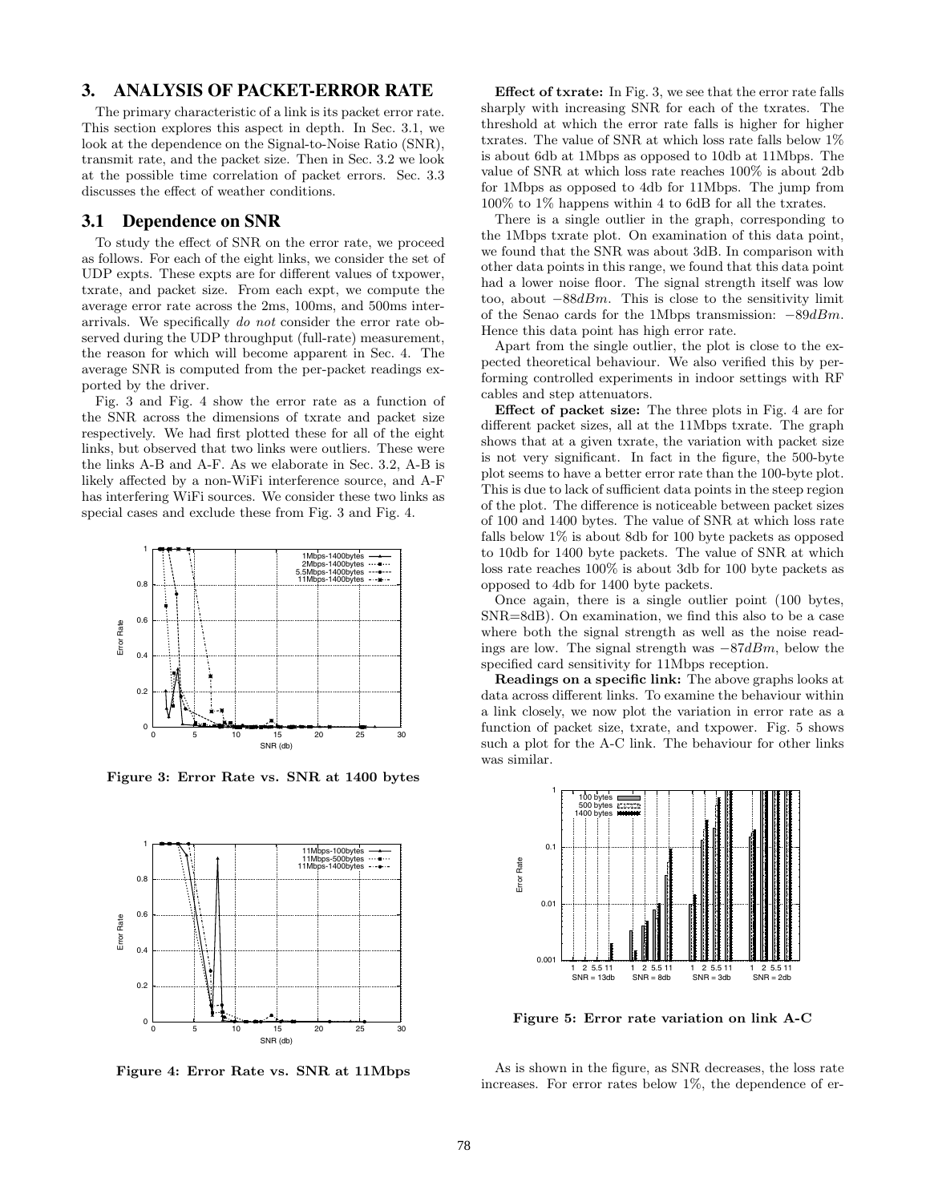## 3. ANALYSIS OF PACKET-ERROR RATE

The primary characteristic of a link is its packet error rate. This section explores this aspect in depth. In Sec. 3.1, we look at the dependence on the Signal-to-Noise Ratio (SNR), transmit rate, and the packet size. Then in Sec. 3.2 we look at the possible time correlation of packet errors. Sec. 3.3 discusses the effect of weather conditions.

### 3.1 Dependence on SNR

To study the effect of SNR on the error rate, we proceed as follows. For each of the eight links, we consider the set of UDP expts. These expts are for different values of txpower, txrate, and packet size. From each expt, we compute the average error rate across the 2ms, 100ms, and 500ms inter-arrivals. We specifically *do not* consider the error rate observed during the UDP throughput (full-rate) measurement, the reason for which will become apparent in Sec. 4. The average SNR is computed from the per-packet readings exported by the driver.

Fig. 3 and Fig. 4 show the error rate as a function of the SNR across the dimensions of txrate and packet size respectively. We had first plotted these for all of the eight links, but observed that two links were outliers. These were the links A-B and A-F. As we elaborate in Sec. 3.2, A-B is likely affected by a non-WiFi interference source, and A-F has interfering WiFi sources. We consider these two links as special cases and exclude these from Fig. 3 and Fig. 4.

**Figure 3: Error Rate vs. SNR at 1400 bytes**

**Figure 4: Error Rate vs. SNR at 11Mbps**

**Effect of txrate:** In Fig. 3, we see that the error rate falls sharply with increasing SNR for each of the txrates. The threshold at which the error rate falls is higher for higher txrates. The value of SNR at which loss rate falls below 1% is about 6db at 1Mbps as opposed to 10db at 11Mbps. The value of SNR at which loss rate reaches 100% is about 2db for 1Mbps as opposed to 4db for 11Mbps. The jump from 100% to 1% happens within 4 to 6dB for all the txrates.

There is a single outlier in the graph, corresponding to the 1Mbps txrate plot. On examination of this data point, we found that the SNR was about 3dB. In comparison with other data points in this range, we found that this data point had a lower noise floor. The signal strength itself was low too, about $-88dBm$. This is close to the sensitivity limit of the Senao cards for the 1Mbps transmission: $-89dBm$. Hence this data point has high error rate.

Apart from the single outlier, the plot is close to the expected theoretical behaviour. We also verified this by performing controlled experiments in indoor settings with RF cables and step attenuators.

**Effect of packet size:** The three plots in Fig. 4 are for different packet sizes, all at the 11Mbps txrate. The graph shows that at a given txrate, the variation with packet size is not very significant. In fact in the figure, the 500-byte plot seems to have a better error rate than the 100-byte plot. This is due to lack of sufficient data points in the steep region of the plot. The difference is noticeable between packet sizes of 100 and 1400 bytes. The value of SNR at which loss rate falls below 1% is about 8db for 100 byte packets as opposed to 10db for 1400 byte packets. The value of SNR at which loss rate reaches 100% is about 3db for 100 byte packets as opposed to 4db for 1400 byte packets.

Once again, there is a single outlier point (100 bytes, SNR=8dB). On examination, we find this also to be a case where both the signal strength as well as the noise readings are low. The signal strength was $-87dBm$, below the specified card sensitivity for 11Mbps reception.

**Readings on a specific link:** The above graphs looks at data across different links. To examine the behaviour within a link closely, we now plot the variation in error rate as a function of packet size, txrate, and txpower. Fig. 5 shows such a plot for the A-C link. The behaviour for other links was similar.

**Figure 5: Error rate variation on link A-C**

As is shown in the figure, as SNR decreases, the loss rate increases. For error rates below 1%, the dependence of er-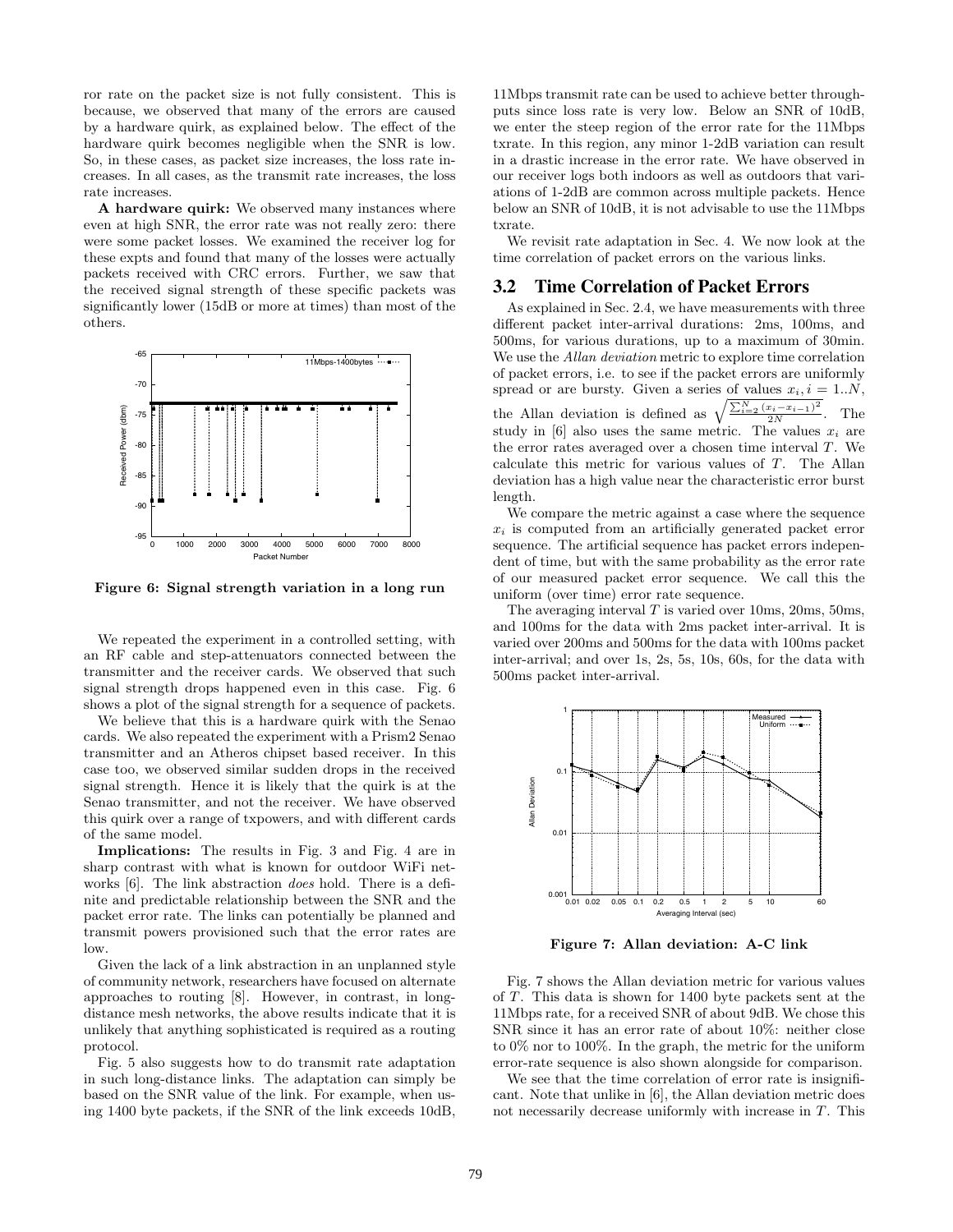ror rate on the packet size is not fully consistent. This is because, we observed that many of the errors are caused by a hardware quirk, as explained below. The effect of the hardware quirk becomes negligible when the SNR is low. So, in these cases, as packet size increases, the loss rate increases. In all cases, as the transmit rate increases, the loss rate increases.

**A hardware quirk:** We observed many instances where even at high SNR, the error rate was not really zero: there were some packet losses. We examined the receiver log for these expts and found that many of the losses were actually packets received with CRC errors. Further, we saw that the received signal strength of these specific packets was significantly lower (15dB or more at times) than most of the others.

**Figure 6: Signal strength variation in a long run**

We repeated the experiment in a controlled setting, with an RF cable and step-attenuators connected between the transmitter and the receiver cards. We observed that such signal strength drops happened even in this case. Fig. 6 shows a plot of the signal strength for a sequence of packets.

We believe that this is a hardware quirk with the Senao cards. We also repeated the experiment with a Prism2 Senao transmitter and an Atheros chipset based receiver. In this case too, we observed similar sudden drops in the received signal strength. Hence it is likely that the quirk is at the Senao transmitter, and not the receiver. We have observed this quirk over a range of txpowers, and with different cards of the same model.

**Implications:** The results in Fig. 3 and Fig. 4 are in sharp contrast with what is known for outdoor WiFi networks [6]. The link abstraction *does* hold. There is a definite and predictable relationship between the SNR and the packet error rate. The links can potentially be planned and transmit powers provisioned such that the error rates are low.

Given the lack of a link abstraction in an unplanned style of community network, researchers have focused on alternate approaches to routing [8]. However, in contrast, in long-distance mesh networks, the above results indicate that it is unlikely that anything sophisticated is required as a routing protocol.

Fig. 5 also suggests how to do transmit rate adaptation in such long-distance links. The adaptation can simply be based on the SNR value of the link. For example, when using 1400 byte packets, if the SNR of the link exceeds 10dB, 11Mbps transmit rate can be used to achieve better throughputs since loss rate is very low. Below an SNR of 10dB, we enter the steep region of the error rate for the 11Mbps txrate. In this region, any minor 1-2dB variation can result in a drastic increase in the error rate. We have observed in our receiver logs both indoors as well as outdoors that variations of 1-2dB are common across multiple packets. Hence below an SNR of 10dB, it is not advisable to use the 11Mbps txrate.

We revisit rate adaptation in Sec. 4. We now look at the time correlation of packet errors on the various links.

## 3.2 Time Correlation of Packet Errors

As explained in Sec. 2.4, we have measurements with three different packet inter-arrival durations: 2ms, 100ms, and 500ms, for various durations, up to a maximum of 30min. We use the *Allan deviation* metric to explore time correlation of packet errors, i.e. to see if the packet errors are uniformly spread or are bursty. Given a series of values $x_i, i = 1..N$, the Allan deviation is defined as $\sqrt{\frac{\sum_{i=2}^{N}(x_i - x_{i-1})^2}{2N}}$. The study in [6] also uses the same metric. The values $x_i$ are the error rates averaged over a chosen time interval $T$. We calculate this metric for various values of $T$. The Allan deviation has a high value near the characteristic error burst length.

We compare the metric against a case where the sequence $x_i$ is computed from an artificially generated packet error sequence. The artificial sequence has packet errors independent of time, but with the same probability as the error rate of our measured packet error sequence. We call this the uniform (over time) error rate sequence.

The averaging interval $T$ is varied over 10ms, 20ms, 50ms, and 100ms for the data with 2ms packet inter-arrival. It is varied over 200ms and 500ms for the data with 100ms packet inter-arrival; and over 1s, 2s, 5s, 10s, 60s, for the data with 500ms packet inter-arrival.

**Figure 7: Allan deviation: A-C link**

Fig. 7 shows the Allan deviation metric for various values of $T$. This data is shown for 1400 byte packets sent at the 11Mbps rate, for a received SNR of about 9dB. We chose this SNR since it has an error rate of about 10%: neither close to 0% nor to 100%. In the graph, the metric for the uniform error-rate sequence is also shown alongside for comparison.

We see that the time correlation of error rate is insignificant. Note that unlike in [6], the Allan deviation metric does not necessarily decrease uniformly with increase in $T$. This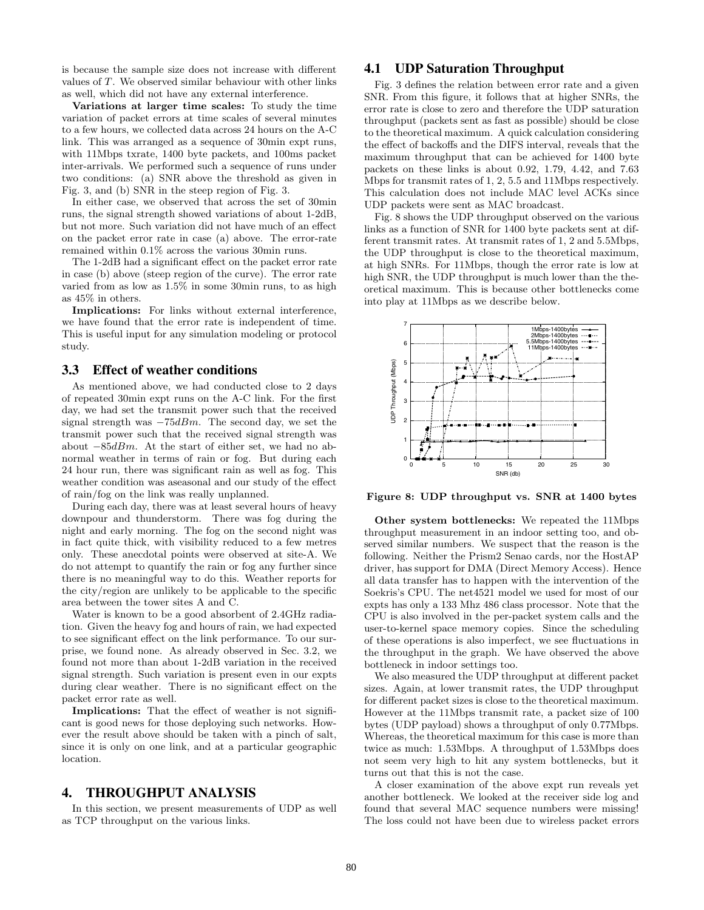is because the sample size does not increase with different values of $T$. We observed similar behaviour with other links as well, which did not have any external interference.

**Variations at larger time scales:** To study the time variation of packet errors at time scales of several minutes to a few hours, we collected data across 24 hours on the A-C link. This was arranged as a sequence of 30min expt runs, with 11Mbps txrate, 1400 byte packets, and 100ms packet inter-arrivals. We performed such a sequence of runs under two conditions: (a) SNR above the threshold as given in Fig. 3, and (b) SNR in the steep region of Fig. 3.

In either case, we observed that across the set of 30min runs, the signal strength showed variations of about 1-2dB, but not more. Such variation did not have much of an effect on the packet error rate in case (a) above. The error-rate remained within 0.1% across the various 30min runs.

The 1-2dB had a significant effect on the packet error rate in case (b) above (steep region of the curve). The error rate varied from as low as 1.5% in some 30min runs, to as high as 45% in others.

**Implications:** For links without external interference, we have found that the error rate is independent of time. This is useful input for any simulation modeling or protocol study.

### 3.3 Effect of weather conditions

As mentioned above, we had conducted close to 2 days of repeated 30min expt runs on the A-C link. For the first day, we had set the transmit power such that the received signal strength was $-75dBm$. The second day, we set the transmit power such that the received signal strength was about $-85dBm$. At the start of either set, we had no abnormal weather in terms of rain or fog. But during each 24 hour run, there was significant rain as well as fog. This weather condition was aseasonal and our study of the effect of rain/fog on the link was really unplanned.

During each day, there was at least several hours of heavy downpour and thunderstorm. There was fog during the night and early morning. The fog on the second night was in fact quite thick, with visibility reduced to a few metres only. These anecdotal points were observed at site-A. We do not attempt to quantify the rain or fog any further since there is no meaningful way to do this. Weather reports for the city/region are unlikely to be applicable to the specific area between the tower sites A and C.

Water is known to be a good absorbent of 2.4GHz radiation. Given the heavy fog and hours of rain, we had expected to see significant effect on the link performance. To our surprise, we found none. As already observed in Sec. 3.2, we found not more than about 1-2dB variation in the received signal strength. Such variation is present even in our expts during clear weather. There is no significant effect on the packet error rate as well.

**Implications:** That the effect of weather is not significant is good news for those deploying such networks. However the result above should be taken with a pinch of salt, since it is only on one link, and at a particular geographic location.

## 4. THROUGHPUT ANALYSIS

In this section, we present measurements of UDP as well as TCP throughput on the various links.

### 4.1 UDP Saturation Throughput

Fig. 3 defines the relation between error rate and a given SNR. From this figure, it follows that at higher SNRs, the error rate is close to zero and therefore the UDP saturation throughput (packets sent as fast as possible) should be close to the theoretical maximum. A quick calculation considering the effect of backoffs and the DIFS interval, reveals that the maximum throughput that can be achieved for 1400 byte packets on these links is about 0.92, 1.79, 4.42, and 7.63 Mbps for transmit rates of 1, 2, 5.5 and 11Mbps respectively. This calculation does not include MAC level ACKs since UDP packets were sent as MAC broadcast.

Fig. 8 shows the UDP throughput observed on the various links as a function of SNR for 1400 byte packets sent at different transmit rates. At transmit rates of 1, 2 and 5.5Mbps, the UDP throughput is close to the theoretical maximum, at high SNRs. For 11Mbps, though the error rate is low at high SNR, the UDP throughput is much lower than the theoretical maximum. This is because other bottlenecks come into play at 11Mbps as we describe below.

**Figure 8: UDP throughput vs. SNR at 1400 bytes**

**Other system bottlenecks:** We repeated the 11Mbps throughput measurement in an indoor setting too, and observed similar numbers. We suspect that the reason is the following. Neither the Prism2 Senao cards, nor the HostAP driver, has support for DMA (Direct Memory Access). Hence all data transfer has to happen with the intervention of the Soekris's CPU. The net4521 model we used for most of our expts has only a 133 Mhz 486 class processor. Note that the CPU is also involved in the per-packet system calls and the user-to-kernel space memory copies. Since the scheduling of these operations is also imperfect, we see fluctuations in the throughput in the graph. We have observed the above bottleneck in indoor settings too.

We also measured the UDP throughput at different packet sizes. Again, at lower transmit rates, the UDP throughput for different packet sizes is close to the theoretical maximum. However at the 11Mbps transmit rate, a packet size of 100 bytes (UDP payload) shows a throughput of only 0.77Mbps. Whereas, the theoretical maximum for this case is more than twice as much: 1.53Mbps. A throughput of 1.53Mbps does not seem very high to hit any system bottlenecks, but it turns out that this is not the case.

A closer examination of the above expt run reveals yet another bottleneck. We looked at the receiver side log and found that several MAC sequence numbers were missing! The loss could not have been due to wireless packet errors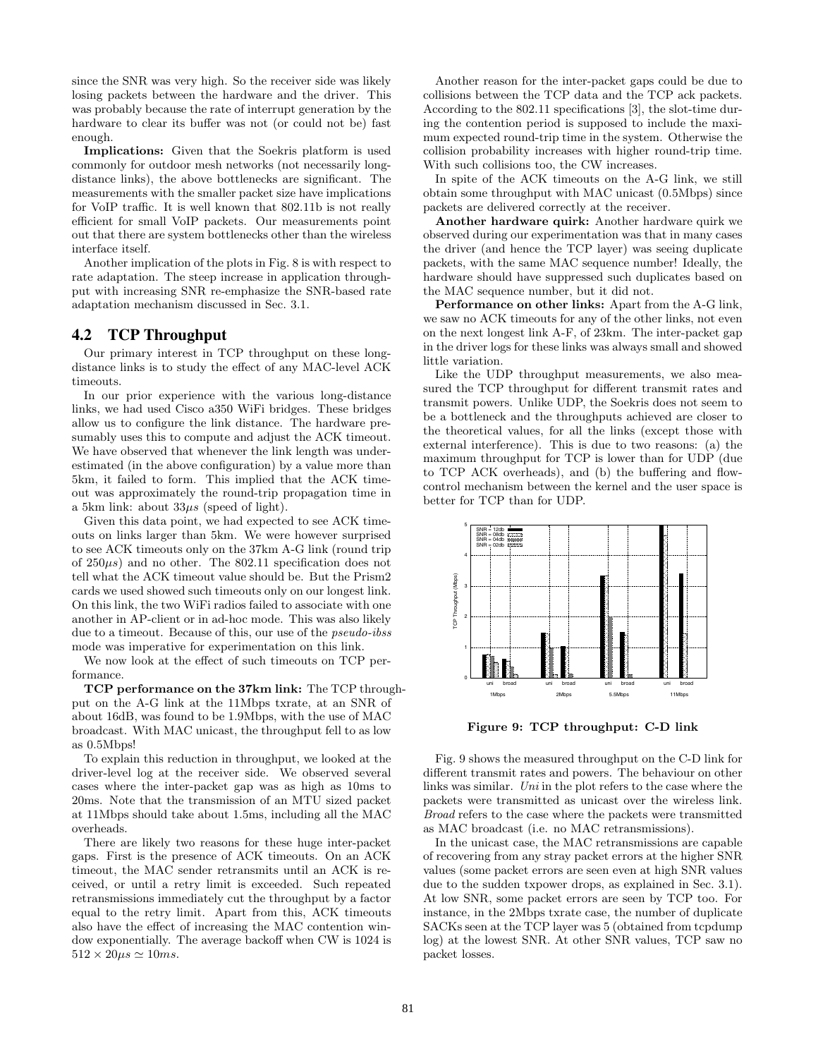since the SNR was very high. So the receiver side was likely losing packets between the hardware and the driver. This was probably because the rate of interrupt generation by the hardware to clear its buffer was not (or could not be) fast enough.

**Implications:** Given that the Soekris platform is used commonly for outdoor mesh networks (not necessarily long-distance links), the above bottlenecks are significant. The measurements with the smaller packet size have implications for VoIP traffic. It is well known that 802.11b is not really efficient for small VoIP packets. Our measurements point out that there are system bottlenecks other than the wireless interface itself.

Another implication of the plots in Fig. 8 is with respect to rate adaptation. The steep increase in application throughput with increasing SNR re-emphasize the SNR-based rate adaptation mechanism discussed in Sec. 3.1.

## 4.2 TCP Throughput

Our primary interest in TCP throughput on these long-distance links is to study the effect of any MAC-level ACK timeouts.

In our prior experience with the various long-distance links, we had used Cisco a350 WiFi bridges. These bridges allow us to configure the link distance. The hardware presumably uses this to compute and adjust the ACK timeout. We have observed that whenever the link length was underestimated (in the above configuration) by a value more than 5km, it failed to form. This implied that the ACK timeout was approximately the round-trip propagation time in a 5km link: about $33\mu s$ (speed of light).

Given this data point, we had expected to see ACK timeouts on links larger than 5km. We were however surprised to see ACK timeouts only on the 37km A-G link (round trip of $250\mu s$) and no other. The 802.11 specification does not tell what the ACK timeout value should be. But the Prism2 cards we used showed such timeouts only on our longest link. On this link, the two WiFi radios failed to associate with one another in AP-client or in ad-hoc mode. This was also likely due to a timeout. Because of this, our use of the *pseudo-ibss* mode was imperative for experimentation on this link.

We now look at the effect of such timeouts on TCP performance.

**TCP performance on the 37km link:** The TCP throughput on the A-G link at the 11Mbps txrate, at an SNR of about 16dB, was found to be 1.9Mbps, with the use of MAC broadcast. With MAC unicast, the throughput fell to as low as 0.5Mbps!

To explain this reduction in throughput, we looked at the driver-level log at the receiver side. We observed several cases where the inter-packet gap was as high as 10ms to 20ms. Note that the transmission of an MTU sized packet at 11Mbps should take about 1.5ms, including all the MAC overheads.

There are likely two reasons for these huge inter-packet gaps. First is the presence of ACK timeouts. On an ACK timeout, the MAC sender retransmits until an ACK is received, or until a retry limit is exceeded. Such repeated retransmissions immediately cut the throughput by a factor equal to the retry limit. Apart from this, ACK timeouts also have the effect of increasing the MAC contention window exponentially. The average backoff when CW is 1024 is $512 \times 20\mu s \simeq 10ms$.

Another reason for the inter-packet gaps could be due to collisions between the TCP data and the TCP ack packets. According to the 802.11 specifications [3], the slot-time during the contention period is supposed to include the maximum expected round-trip time in the system. Otherwise the collision probability increases with higher round-trip time. With such collisions too, the CW increases.

In spite of the ACK timeouts on the A-G link, we still obtain some throughput with MAC unicast (0.5Mbps) since packets are delivered correctly at the receiver.

**Another hardware quirk:** Another hardware quirk we observed during our experimentation was that in many cases the driver (and hence the TCP layer) was seeing duplicate packets, with the same MAC sequence number! Ideally, the hardware should have suppressed such duplicates based on the MAC sequence number, but it did not.

**Performance on other links:** Apart from the A-G link, we saw no ACK timeouts for any of the other links, not even on the next longest link A-F, of 23km. The inter-packet gap in the driver logs for these links was always small and showed little variation.

Like the UDP throughput measurements, we also measured the TCP throughput for different transmit rates and transmit powers. Unlike UDP, the Soekris does not seem to be a bottleneck and the throughputs achieved are closer to the theoretical values, for all the links (except those with external interference). This is due to two reasons: (a) the maximum throughput for TCP is lower than for UDP (due to TCP ACK overheads), and (b) the buffering and flow-control mechanism between the kernel and the user space is better for TCP than for UDP.

**Figure 9: TCP throughput: C-D link**

Fig. 9 shows the measured throughput on the C-D link for different transmit rates and powers. The behaviour on other links was similar. *Uni* in the plot refers to the case where the packets were transmitted as unicast over the wireless link. *Broad* refers to the case where the packets were transmitted as MAC broadcast (i.e. no MAC retransmissions).

In the unicast case, the MAC retransmissions are capable of recovering from any stray packet errors at the higher SNR values (some packet errors are seen even at high SNR values due to the sudden txpower drops, as explained in Sec. 3.1). At low SNR, some packet errors are seen by TCP too. For instance, in the 2Mbps txrate case, the number of duplicate SACKs seen at the TCP layer was 5 (obtained from tcpdump log) at the lowest SNR. At other SNR values, TCP saw no packet losses.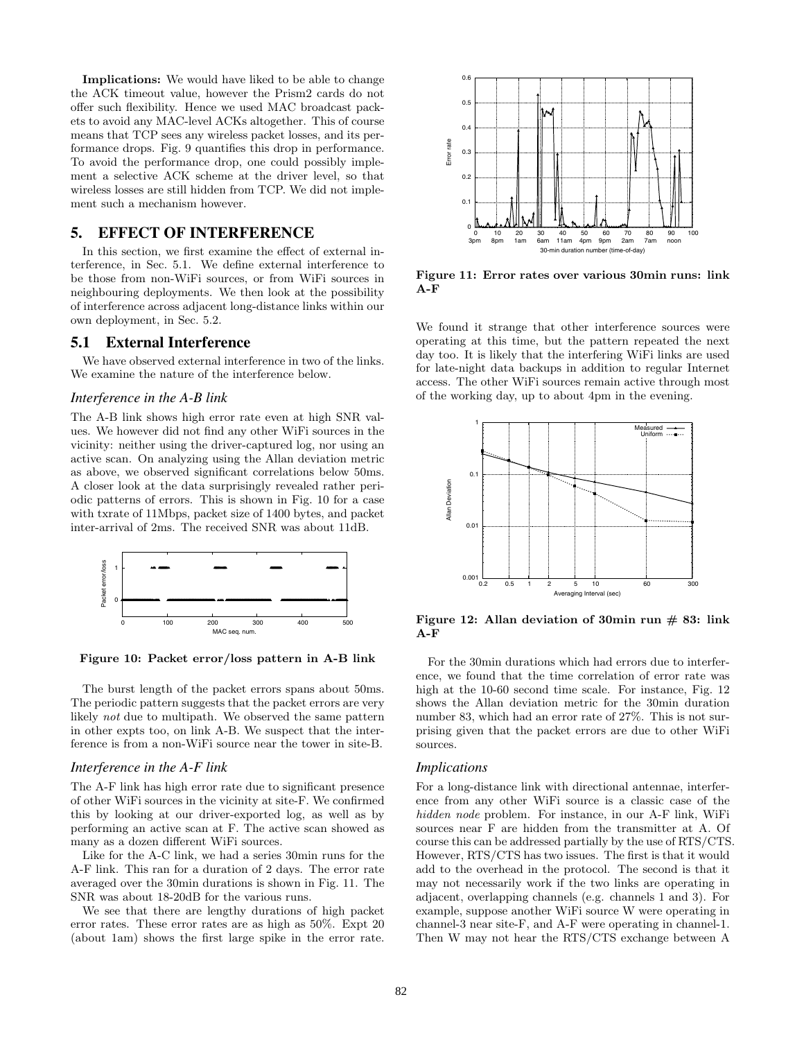**Implications:** We would have liked to be able to change the ACK timeout value, however the Prism2 cards do not offer such flexibility. Hence we used MAC broadcast packets to avoid any MAC-level ACKs altogether. This of course means that TCP sees any wireless packet losses, and its performance drops. Fig. 9 quantifies this drop in performance. To avoid the performance drop, one could possibly implement a selective ACK scheme at the driver level, so that wireless losses are still hidden from TCP. We did not implement such a mechanism however.

## 5. EFFECT OF INTERFERENCE

In this section, we first examine the effect of external interference, in Sec. 5.1. We define external interference to be those from non-WiFi sources, or from WiFi sources in neighbouring deployments. We then look at the possibility of interference across adjacent long-distance links within our own deployment, in Sec. 5.2.

### 5.1 External Interference

We have observed external interference in two of the links. We examine the nature of the interference below.

#### *Interference in the A-B link*

The A-B link shows high error rate even at high SNR values. We however did not find any other WiFi sources in the vicinity: neither using the driver-captured log, nor using an active scan. On analyzing using the Allan deviation metric as above, we observed significant correlations below 50ms. A closer look at the data surprisingly revealed rather periodic patterns of errors. This is shown in Fig. 10 for a case with txrate of 11Mbps, packet size of 1400 bytes, and packet inter-arrival of 2ms. The received SNR was about 11dB.

**Figure 10: Packet error/loss pattern in A-B link**

The burst length of the packet errors spans about 50ms. The periodic pattern suggests that the packet errors are very likely *not* due to multipath. We observed the same pattern in other expts too, on link A-B. We suspect that the interference is from a non-WiFi source near the tower in site-B.

#### *Interference in the A-F link*

The A-F link has high error rate due to significant presence of other WiFi sources in the vicinity at site-F. We confirmed this by looking at our driver-exported log, as well as by performing an active scan at F. The active scan showed as many as a dozen different WiFi sources.

Like for the A-C link, we had a series 30min runs for the A-F link. This ran for a duration of 2 days. The error rate averaged over the 30min durations is shown in Fig. 11. The SNR was about 18-20dB for the various runs.

We see that there are lengthy durations of high packet error rates. These error rates are as high as 50%. Expt 20 (about 1am) shows the first large spike in the error rate. We found it strange that other interference sources were operating at this time, but the pattern repeated the next day too. It is likely that the interfering WiFi links are used for late-night data backups in addition to regular Internet access. The other WiFi sources remain active through most of the working day, up to about 4pm in the evening.

**Figure 11: Error rates over various 30min runs: link A-F**

**Figure 12: Allan deviation of 30min run # 83: link A-F**

For the 30min durations which had errors due to interference, we found that the time correlation of error rate was high at the 10-60 second time scale. For instance, Fig. 12 shows the Allan deviation metric for the 30min duration number 83, which had an error rate of 27%. This is not surprising given that the packet errors are due to other WiFi sources.

#### *Implications*

For a long-distance link with directional antennae, interference from any other WiFi source is a classic case of the *hidden node* problem. For instance, in our A-F link, WiFi sources near F are hidden from the transmitter at A. Of course this can be addressed partially by the use of RTS/CTS. However, RTS/CTS has two issues. The first is that it would add to the overhead in the protocol. The second is that it may not necessarily work if the two links are operating in adjacent, overlapping channels (e.g. channels 1 and 3). For example, suppose another WiFi source W were operating in channel-3 near site-F, and A-F were operating in channel-1. Then W may not hear the RTS/CTS exchange between A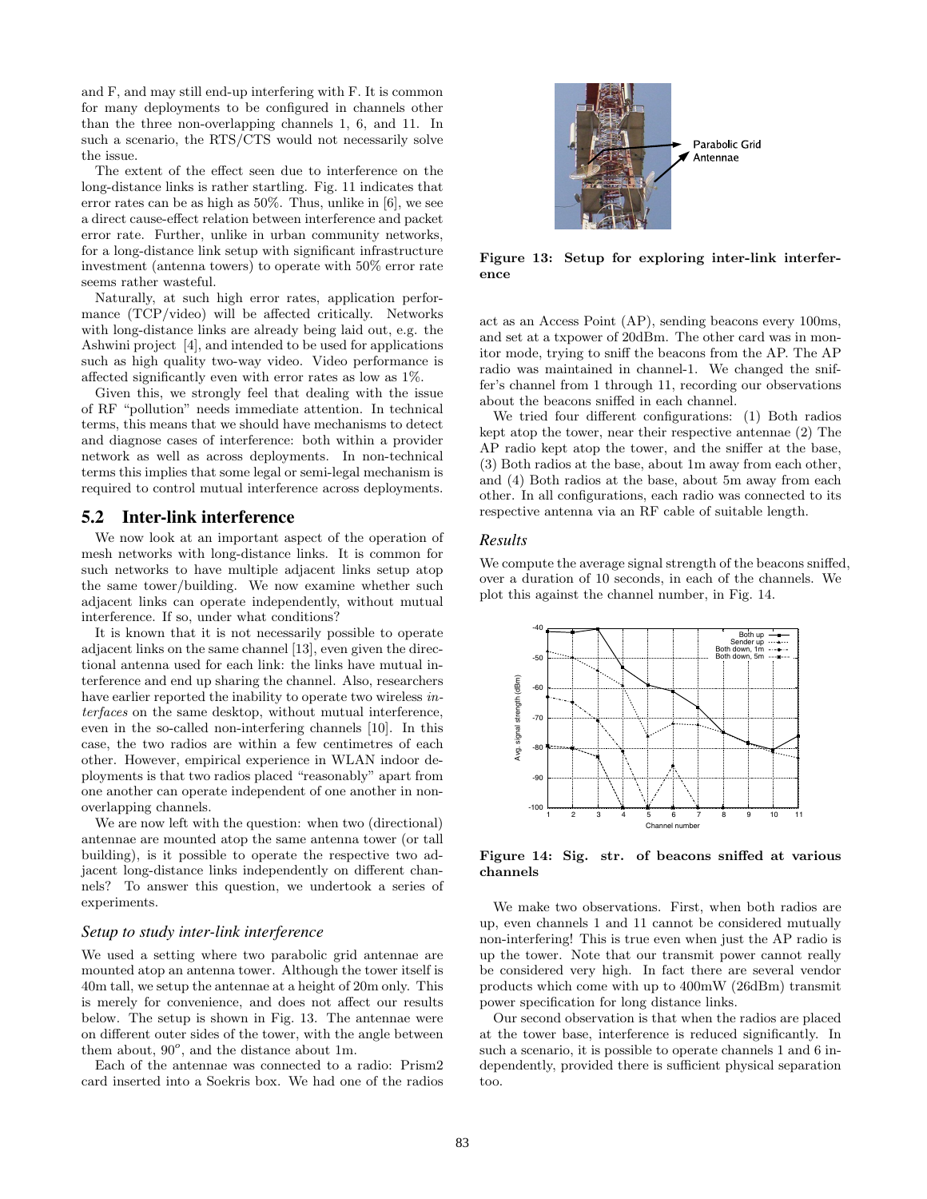and F, and may still end-up interfering with F. It is common for many deployments to be configured in channels other than the three non-overlapping channels 1, 6, and 11. In such a scenario, the RTS/CTS would not necessarily solve the issue.

The extent of the effect seen due to interference on the long-distance links is rather startling. Fig. 11 indicates that error rates can be as high as 50%. Thus, unlike in [6], we see a direct cause-effect relation between interference and packet error rate. Further, unlike in urban community networks, for a long-distance link setup with significant infrastructure investment (antenna towers) to operate with 50% error rate seems rather wasteful.

Naturally, at such high error rates, application performance (TCP/video) will be affected critically. Networks with long-distance links are already being laid out, e.g. the Ashwini project [4], and intended to be used for applications such as high quality two-way video. Video performance is affected significantly even with error rates as low as 1%.

Given this, we strongly feel that dealing with the issue of RF "pollution" needs immediate attention. In technical terms, this means that we should have mechanisms to detect and diagnose cases of interference: both within a provider network as well as across deployments. In non-technical terms this implies that some legal or semi-legal mechanism is required to control mutual interference across deployments.

## 5.2 Inter-link interference

We now look at an important aspect of the operation of mesh networks with long-distance links. It is common for such networks to have multiple adjacent links setup atop the same tower/building. We now examine whether such adjacent links can operate independently, without mutual interference. If so, under what conditions?

It is known that it is not necessarily possible to operate adjacent links on the same channel [13], even given the directional antenna used for each link: the links have mutual interference and end up sharing the channel. Also, researchers have earlier reported the inability to operate two wireless *interfaces* on the same desktop, without mutual interference, even in the so-called non-interfering channels [10]. In this case, the two radios are within a few centimetres of each other. However, empirical experience in WLAN indoor deployments is that two radios placed "reasonably" apart from one another can operate independent of one another in non-overlapping channels.

We are now left with the question: when two (directional) antennae are mounted atop the same antenna tower (or tall building), is it possible to operate the respective two adjacent long-distance links independently on different channels? To answer this question, we undertook a series of experiments.

### *Setup to study inter-link interference*

We used a setting where two parabolic grid antennae are mounted atop an antenna tower. Although the tower itself is 40m tall, we setup the antennae at a height of 20m only. This is merely for convenience, and does not affect our results below. The setup is shown in Fig. 13. The antennae were on different outer sides of the tower, with the angle between them about, $90^o$, and the distance about 1m.

Each of the antennae was connected to a radio: Prism2 card inserted into a Soekris box. We had one of the radios act as an Access Point (AP), sending beacons every 100ms, and set at a txpower of 20dBm. The other card was in monitor mode, trying to sniff the beacons from the AP. The AP radio was maintained in channel-1. We changed the sniffer's channel from 1 through 11, recording our observations about the beacons sniffed in each channel.

**Figure 13: Setup for exploring inter-link interference**

We tried four different configurations: (1) Both radios kept atop the tower, near their respective antennae (2) The AP radio kept atop the tower, and the sniffer at the base, (3) Both radios at the base, about 1m away from each other, and (4) Both radios at the base, about 5m away from each other. In all configurations, each radio was connected to its respective antenna via an RF cable of suitable length.

### *Results*

We compute the average signal strength of the beacons sniffed, over a duration of 10 seconds, in each of the channels. We plot this against the channel number, in Fig. 14.

**Figure 14: Sig. str. of beacons sniffed at various channels**

We make two observations. First, when both radios are up, even channels 1 and 11 cannot be considered mutually non-interfering! This is true even when just the AP radio is up the tower. Note that our transmit power cannot really be considered very high. In fact there are several vendor products which come with up to 400mW (26dBm) transmit power specification for long distance links.

Our second observation is that when the radios are placed at the tower base, interference is reduced significantly. In such a scenario, it is possible to operate channels 1 and 6 independently, provided there is sufficient physical separation too.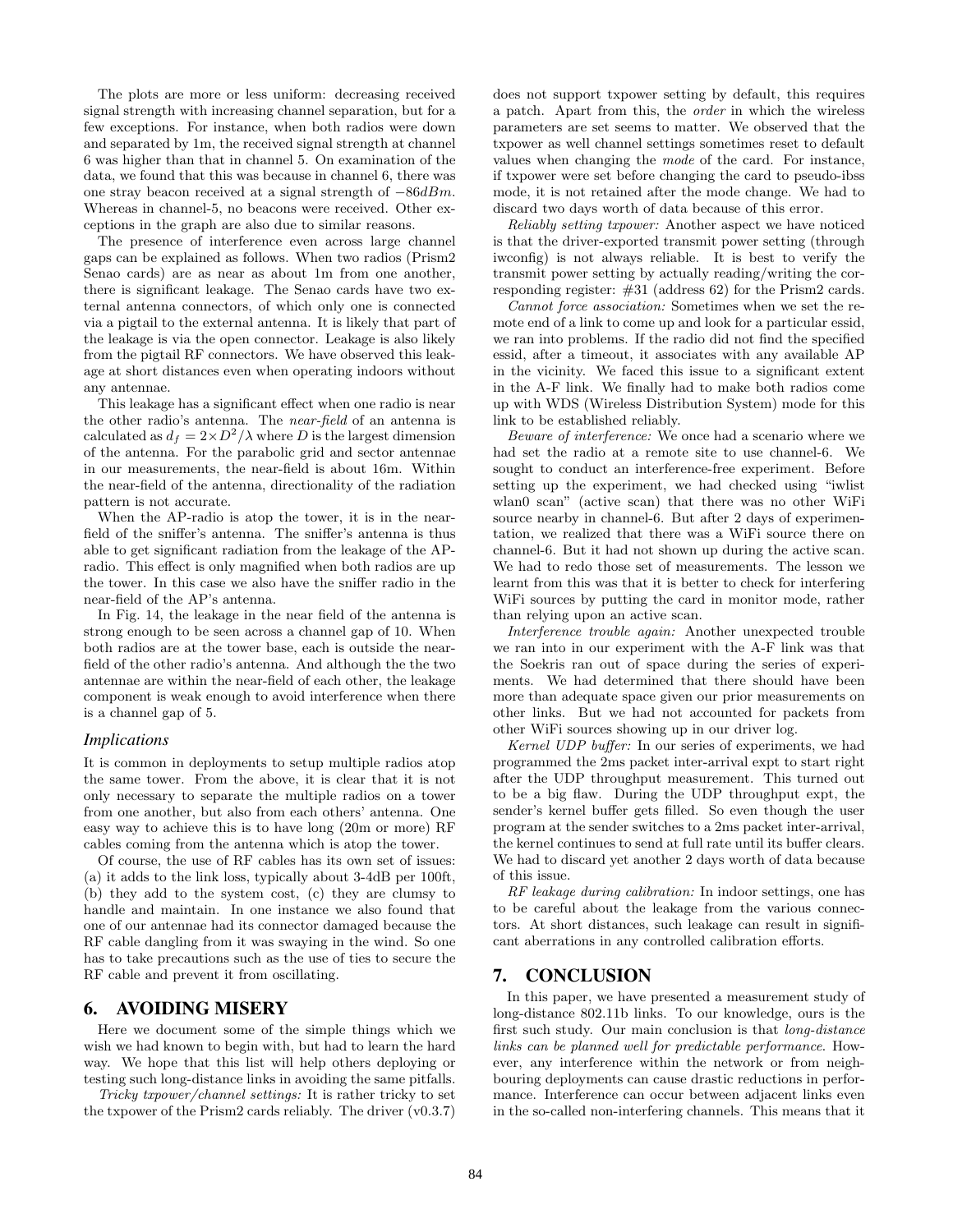The plots are more or less uniform: decreasing received signal strength with increasing channel separation, but for a few exceptions. For instance, when both radios were down and separated by 1m, the received signal strength at channel 6 was higher than that in channel 5. On examination of the data, we found that this was because in channel 6, there was one stray beacon received at a signal strength of $-86dBm$. Whereas in channel-5, no beacons were received. Other exceptions in the graph are also due to similar reasons.

The presence of interference even across large channel gaps can be explained as follows. When two radios (Prism2 Senao cards) are as near as about 1m from one another, there is significant leakage. The Senao cards have two external antenna connectors, of which only one is connected via a pigtail to the external antenna. It is likely that part of the leakage is via the open connector. Leakage is also likely from the pigtail RF connectors. We have observed this leakage at short distances even when operating indoors without any antennae.

This leakage has a significant effect when one radio is near the other radio's antenna. The *near-field* of an antenna is calculated as $d_f = 2 \times D^2 / \lambda$ where $D$ is the largest dimension of the antenna. For the parabolic grid and sector antennae in our measurements, the near-field is about 16m. Within the near-field of the antenna, directionality of the radiation pattern is not accurate.

When the AP-radio is atop the tower, it is in the near-field of the sniffer's antenna. The sniffer's antenna is thus able to get significant radiation from the leakage of the AP-radio. This effect is only magnified when both radios are up the tower. In this case we also have the sniffer radio in the near-field of the AP's antenna.

In Fig. 14, the leakage in the near field of the antenna is strong enough to be seen across a channel gap of 10. When both radios are at the tower base, each is outside the near-field of the other radio's antenna. And although the the two antennae are within the near-field of each other, the leakage component is weak enough to avoid interference when there is a channel gap of 5.

### Implications

It is common in deployments to setup multiple radios atop the same tower. From the above, it is clear that it is not only necessary to separate the multiple radios on a tower from one another, but also from each others' antenna. One easy way to achieve this is to have long (20m or more) RF cables coming from the antenna which is atop the tower.

Of course, the use of RF cables has its own set of issues: (a) it adds to the link loss, typically about 3-4dB per 100ft, (b) they add to the system cost, (c) they are clumsy to handle and maintain. In one instance we also found that one of our antennae had its connector damaged because the RF cable dangling from it was swaying in the wind. So one has to take precautions such as the use of ties to secure the RF cable and prevent it from oscillating.

## 6. AVOIDING MISERY

Here we document some of the simple things which we wish we had known to begin with, but had to learn the hard way. We hope that this list will help others deploying or testing such long-distance links in avoiding the same pitfalls.

*Tricky txpower/channel settings:* It is rather tricky to set the txpower of the Prism2 cards reliably. The driver (v0.3.7) does not support txpower setting by default, this requires a patch. Apart from this, the *order* in which the wireless parameters are set seems to matter. We observed that the txpower as well channel settings sometimes reset to default values when changing the *mode* of the card. For instance, if txpower were set before changing the card to pseudo-ibss mode, it is not retained after the mode change. We had to discard two days worth of data because of this error.

*Reliably setting txpower:* Another aspect we have noticed is that the driver-exported transmit power setting (through iwconfig) is not always reliable. It is best to verify the transmit power setting by actually reading/writing the corresponding register: #31 (address 62) for the Prism2 cards.

*Cannot force association:* Sometimes when we set the remote end of a link to come up and look for a particular essid, we ran into problems. If the radio did not find the specified essid, after a timeout, it associates with any available AP in the vicinity. We faced this issue to a significant extent in the A-F link. We finally had to make both radios come up with WDS (Wireless Distribution System) mode for this link to be established reliably.

*Beware of interference:* We once had a scenario where we had set the radio at a remote site to use channel-6. We sought to conduct an interference-free experiment. Before setting up the experiment, we had checked using "iwlist wlan0 scan" (active scan) that there was no other WiFi source nearby in channel-6. But after 2 days of experimentation, we realized that there was a WiFi source there on channel-6. But it had not shown up during the active scan. We had to redo those set of measurements. The lesson we learnt from this was that it is better to check for interfering WiFi sources by putting the card in monitor mode, rather than relying upon an active scan.

*Interference trouble again:* Another unexpected trouble we ran into in our experiment with the A-F link was that the Soekris ran out of space during the series of experiments. We had determined that there should have been more than adequate space given our prior measurements on other links. But we had not accounted for packets from other WiFi sources showing up in our driver log.

*Kernel UDP buffer:* In our series of experiments, we had programmed the 2ms packet inter-arrival expt to start right after the UDP throughput measurement. This turned out to be a big flaw. During the UDP throughput expt, the sender's kernel buffer gets filled. So even though the user program at the sender switches to a 2ms packet inter-arrival, the kernel continues to send at full rate until its buffer clears. We had to discard yet another 2 days worth of data because of this issue.

*RF leakage during calibration:* In indoor settings, one has to be careful about the leakage from the various connectors. At short distances, such leakage can result in significant aberrations in any controlled calibration efforts.

## 7. CONCLUSION

In this paper, we have presented a measurement study of long-distance 802.11b links. To our knowledge, ours is the first such study. Our main conclusion is that *long-distance links can be planned well for predictable performance*. However, any interference within the network or from neighbouring deployments can cause drastic reductions in performance. Interference can occur between adjacent links even in the so-called non-interfering channels. This means that it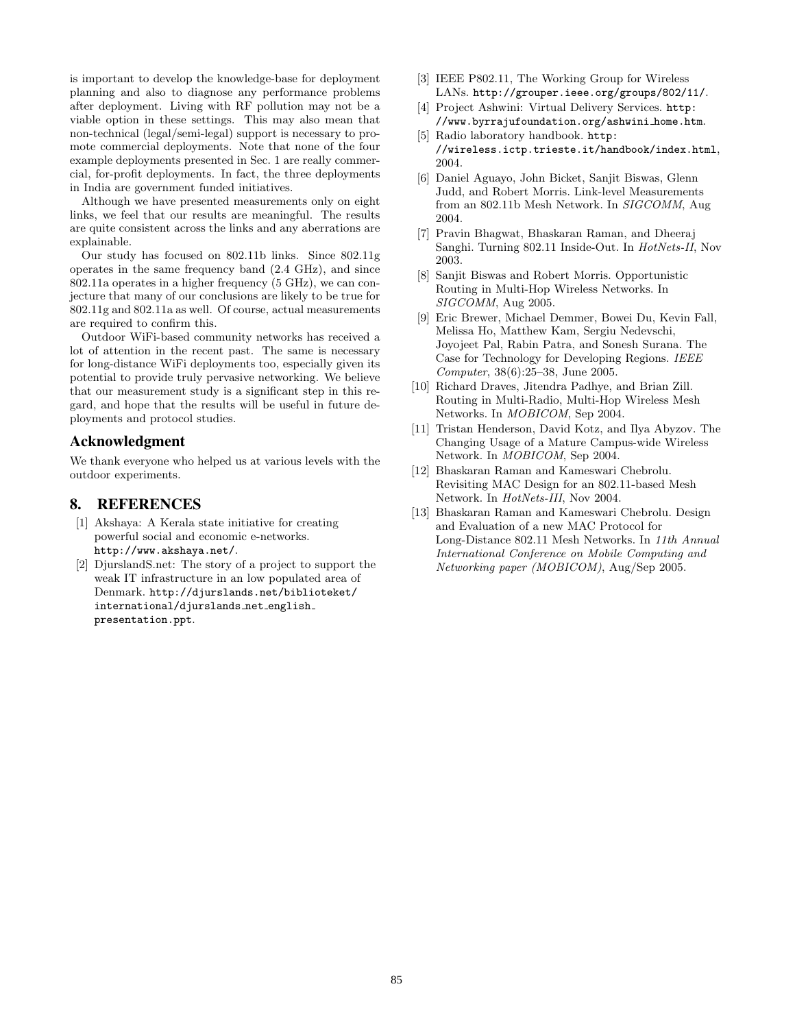is important to develop the knowledge-base for deployment planning and also to diagnose any performance problems after deployment. Living with RF pollution may not be a viable option in these settings. This may also mean that non-technical (legal/semi-legal) support is necessary to promote commercial deployments. Note that none of the four example deployments presented in Sec. 1 are really commercial, for-profit deployments. In fact, the three deployments in India are government funded initiatives.

Although we have presented measurements only on eight links, we feel that our results are meaningful. The results are quite consistent across the links and any aberrations are explainable.

Our study has focused on 802.11b links. Since 802.11g operates in the same frequency band (2.4 GHz), and since 802.11a operates in a higher frequency (5 GHz), we can conjecture that many of our conclusions are likely to be true for 802.11g and 802.11a as well. Of course, actual measurements are required to confirm this.

Outdoor WiFi-based community networks has received a lot of attention in the recent past. The same is necessary for long-distance WiFi deployments too, especially given its potential to provide truly pervasive networking. We believe that our measurement study is a significant step in this regard, and hope that the results will be useful in future deployments and protocol studies.

## Acknowledgment

We thank everyone who helped us at various levels with the outdoor experiments.

## 8. REFERENCES

[1] Akshaya: A Kerala state initiative for creating powerful social and economic e-networks. `http://www.akshaya.net/`.

[2] DjurslandS.net: The story of a project to support the weak IT infrastructure in an low populated area of Denmark. `http://djurslands.net/biblioteket/international/djurslands_net_english_presentation.ppt`.

[3] IEEE P802.11, The Working Group for Wireless LANs. `http://grouper.ieee.org/groups/802/11/`.

[4] Project Ashwini: Virtual Delivery Services. `http://www.byrrajufoundation.org/ashwini_home.htm`.

[5] Radio laboratory handbook. `http://wireless.ictp.trieste.it/handbook/index.html`, 2004.

[6] Daniel Aguayo, John Bicket, Sanjit Biswas, Glenn Judd, and Robert Morris. Link-level Measurements from an 802.11b Mesh Network. In *SIGCOMM*, Aug 2004.

[7] Pravin Bhagwat, Bhaskaran Raman, and Dheeraj Sanghi. Turning 802.11 Inside-Out. In *HotNets-II*, Nov 2003.

[8] Sanjit Biswas and Robert Morris. Opportunistic Routing in Multi-Hop Wireless Networks. In *SIGCOMM*, Aug 2005.

[9] Eric Brewer, Michael Demmer, Bowei Du, Kevin Fall, Melissa Ho, Matthew Kam, Sergiu Nedevschi, Joyojeet Pal, Rabin Patra, and Sonesh Surana. The Case for Technology for Developing Regions. *IEEE Computer*, 38(6):25–38, June 2005.

[10] Richard Draves, Jitendra Padhye, and Brian Zill. Routing in Multi-Radio, Multi-Hop Wireless Mesh Networks. In *MOBICOM*, Sep 2004.

[11] Tristan Henderson, David Kotz, and Ilya Abyzov. The Changing Usage of a Mature Campus-wide Wireless Network. In *MOBICOM*, Sep 2004.

[12] Bhaskaran Raman and Kameswari Chebrolu. Revisiting MAC Design for an 802.11-based Mesh Network. In *HotNets-III*, Nov 2004.

[13] Bhaskaran Raman and Kameswari Chebrolu. Design and Evaluation of a new MAC Protocol for Long-Distance 802.11 Mesh Networks. In *11th Annual International Conference on Mobile Computing and Networking paper (MOBICOM)*, Aug/Sep 2005.